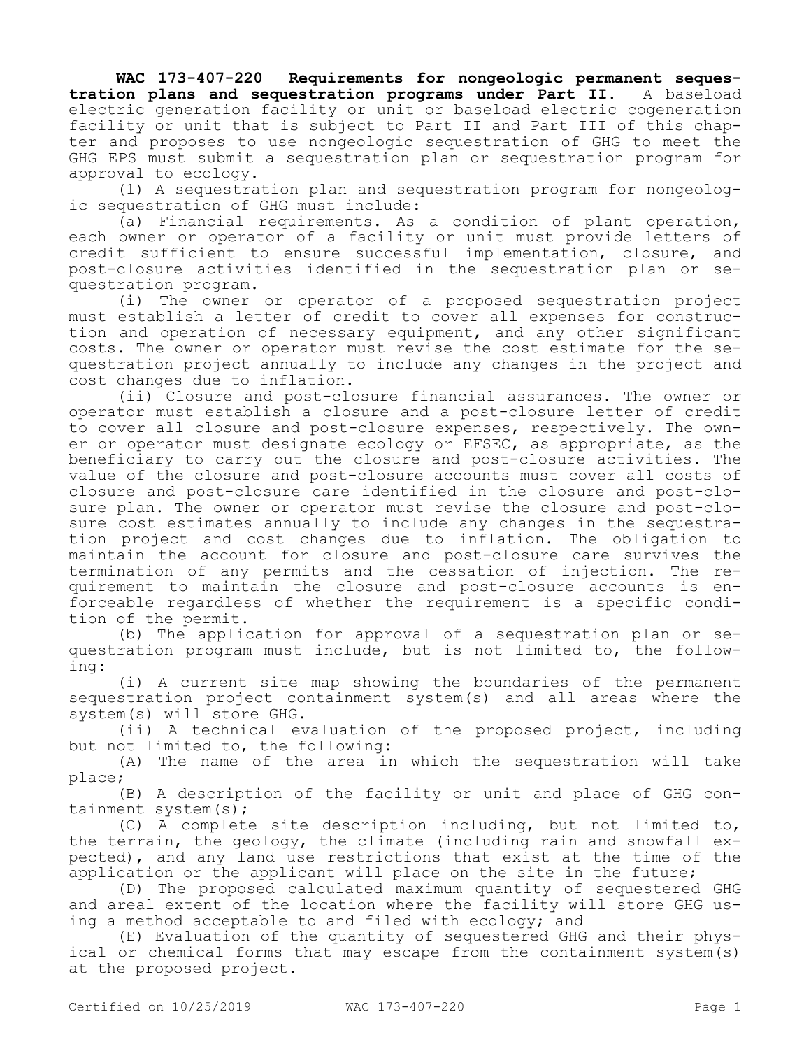**WAC 173-407-220 Requirements for nongeologic permanent sequestration plans and sequestration programs under Part II.** A baseload electric generation facility or unit or baseload electric cogeneration facility or unit that is subject to Part II and Part III of this chapter and proposes to use nongeologic sequestration of GHG to meet the GHG EPS must submit a sequestration plan or sequestration program for approval to ecology.

(1) A sequestration plan and sequestration program for nongeologic sequestration of GHG must include:

(a) Financial requirements. As a condition of plant operation, each owner or operator of a facility or unit must provide letters of credit sufficient to ensure successful implementation, closure, and post-closure activities identified in the sequestration plan or sequestration program.

(i) The owner or operator of a proposed sequestration project must establish a letter of credit to cover all expenses for construction and operation of necessary equipment, and any other significant costs. The owner or operator must revise the cost estimate for the sequestration project annually to include any changes in the project and cost changes due to inflation.

(ii) Closure and post-closure financial assurances. The owner or operator must establish a closure and a post-closure letter of credit to cover all closure and post-closure expenses, respectively. The owner or operator must designate ecology or EFSEC, as appropriate, as the beneficiary to carry out the closure and post-closure activities. The value of the closure and post-closure accounts must cover all costs of closure and post-closure care identified in the closure and post-closure plan. The owner or operator must revise the closure and post-closure cost estimates annually to include any changes in the sequestration project and cost changes due to inflation. The obligation to maintain the account for closure and post-closure care survives the termination of any permits and the cessation of injection. The requirement to maintain the closure and post-closure accounts is enforceable regardless of whether the requirement is a specific condition of the permit.

(b) The application for approval of a sequestration plan or sequestration program must include, but is not limited to, the following:

(i) A current site map showing the boundaries of the permanent sequestration project containment system(s) and all areas where the system(s) will store GHG.

(ii) A technical evaluation of the proposed project, including but not limited to, the following:

(A) The name of the area in which the sequestration will take place;

(B) A description of the facility or unit and place of GHG containment system(s);

(C) A complete site description including, but not limited to, the terrain, the geology, the climate (including rain and snowfall expected), and any land use restrictions that exist at the time of the application or the applicant will place on the site in the future;

(D) The proposed calculated maximum quantity of sequestered GHG and areal extent of the location where the facility will store GHG using a method acceptable to and filed with ecology; and

(E) Evaluation of the quantity of sequestered GHG and their physical or chemical forms that may escape from the containment system(s) at the proposed project.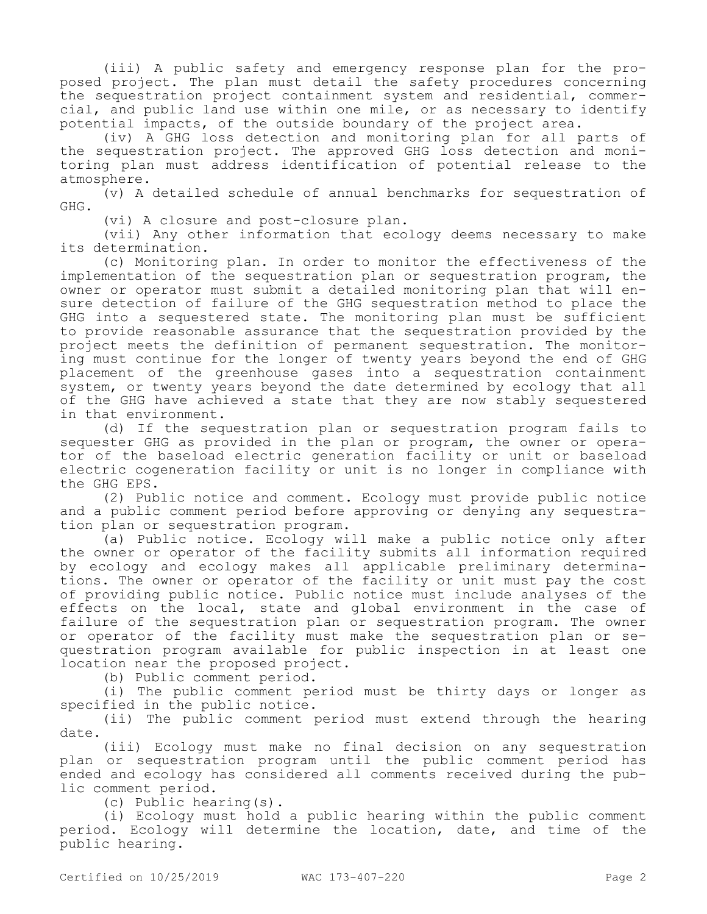(iii) A public safety and emergency response plan for the proposed project. The plan must detail the safety procedures concerning the sequestration project containment system and residential, commercial, and public land use within one mile, or as necessary to identify potential impacts, of the outside boundary of the project area.

(iv) A GHG loss detection and monitoring plan for all parts of the sequestration project. The approved GHG loss detection and monitoring plan must address identification of potential release to the atmosphere.

(v) A detailed schedule of annual benchmarks for sequestration of GHG.

(vi) A closure and post-closure plan.

(vii) Any other information that ecology deems necessary to make its determination.

(c) Monitoring plan. In order to monitor the effectiveness of the implementation of the sequestration plan or sequestration program, the owner or operator must submit a detailed monitoring plan that will ensure detection of failure of the GHG sequestration method to place the GHG into a sequestered state. The monitoring plan must be sufficient to provide reasonable assurance that the sequestration provided by the project meets the definition of permanent sequestration. The monitoring must continue for the longer of twenty years beyond the end of GHG placement of the greenhouse gases into a sequestration containment system, or twenty years beyond the date determined by ecology that all of the GHG have achieved a state that they are now stably sequestered in that environment.

(d) If the sequestration plan or sequestration program fails to sequester GHG as provided in the plan or program, the owner or operator of the baseload electric generation facility or unit or baseload electric cogeneration facility or unit is no longer in compliance with the GHG EPS.

(2) Public notice and comment. Ecology must provide public notice and a public comment period before approving or denying any sequestration plan or sequestration program.

(a) Public notice. Ecology will make a public notice only after the owner or operator of the facility submits all information required by ecology and ecology makes all applicable preliminary determinations. The owner or operator of the facility or unit must pay the cost of providing public notice. Public notice must include analyses of the effects on the local, state and global environment in the case of failure of the sequestration plan or sequestration program. The owner or operator of the facility must make the sequestration plan or sequestration program available for public inspection in at least one location near the proposed project.

(b) Public comment period.

(i) The public comment period must be thirty days or longer as specified in the public notice.

(ii) The public comment period must extend through the hearing date.

(iii) Ecology must make no final decision on any sequestration plan or sequestration program until the public comment period has ended and ecology has considered all comments received during the public comment period.

(c) Public hearing(s).

(i) Ecology must hold a public hearing within the public comment period. Ecology will determine the location, date, and time of the public hearing.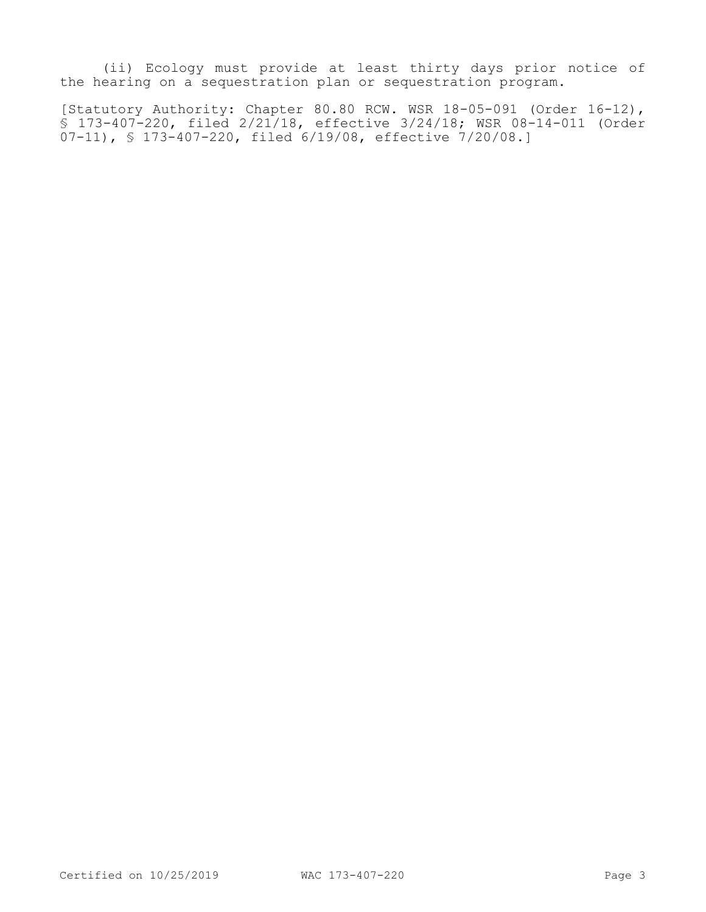(ii) Ecology must provide at least thirty days prior notice of the hearing on a sequestration plan or sequestration program.

[Statutory Authority: Chapter 80.80 RCW. WSR 18-05-091 (Order 16-12), § 173-407-220, filed 2/21/18, effective 3/24/18; WSR 08-14-011 (Order 07-11), § 173-407-220, filed 6/19/08, effective 7/20/08.]